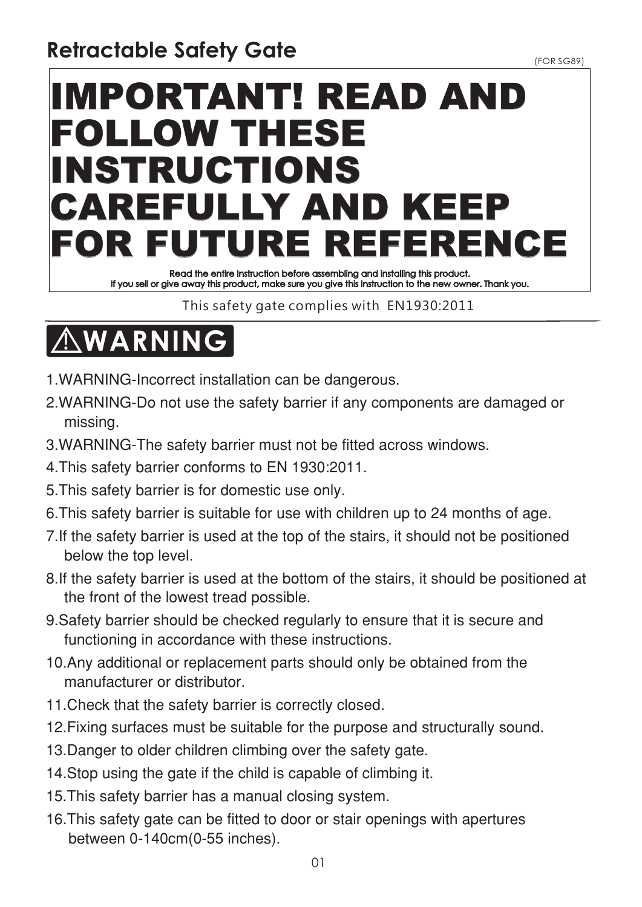# Retractable Safety Gate

(FOR SG89)

## IMPORTANT! READ AND FOLLOW THESE INSTRUCTIONS CAREFULLY AND KEEP FOR FUTURE REFERENCE

**Read the entire instruction before assembling and installing this product.**
**If you sell or give away this product, make sure you give this instruction to the new owner. Thank you.**

This safety gate complies with EN1930:2011

## ⚠WARNING

1. WARNING-Incorrect installation can be dangerous.
2. WARNING-Do not use the safety barrier if any components are damaged or missing.
3. WARNING-The safety barrier must not be fitted across windows.
4. This safety barrier conforms to EN 1930:2011.
5. This safety barrier is for domestic use only.
6. This safety barrier is suitable for use with children up to 24 months of age.
7. If the safety barrier is used at the top of the stairs, it should not be positioned below the top level.
8. If the safety barrier is used at the bottom of the stairs, it should be positioned at the front of the lowest tread possible.
9. Safety barrier should be checked regularly to ensure that it is secure and functioning in accordance with these instructions.
10. Any additional or replacement parts should only be obtained from the manufacturer or distributor.
11. Check that the safety barrier is correctly closed.
12. Fixing surfaces must be suitable for the purpose and structurally sound.
13. Danger to older children climbing over the safety gate.
14. Stop using the gate if the child is capable of climbing it.
15. This safety barrier has a manual closing system.
16. This safety gate can be fitted to door or stair openings with apertures between 0-140cm(0-55 inches).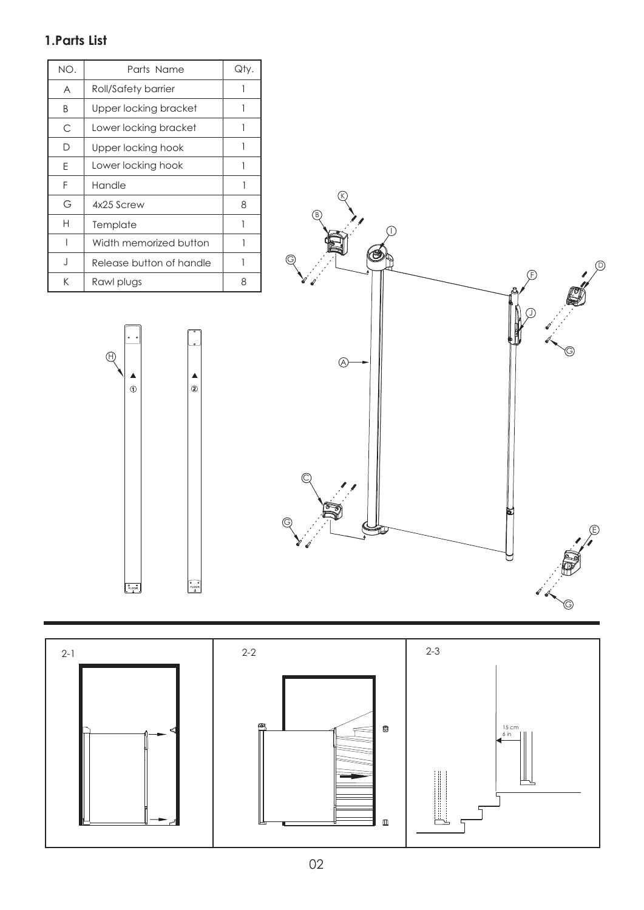## 1.Parts List

| NO. | Parts Name | Qty. |
|---|---|---|
| A | Roll/Safety barrier | 1 |
| B | Upper locking bracket | 1 |
| C | Lower locking bracket | 1 |
| D | Upper locking hook | 1 |
| E | Lower locking hook | 1 |
| F | Handle | 1 |
| G | 4x25 Screw | 8 |
| H | Template | 1 |
| I | Width memorized button | 1 |
| J | Release button of handle | 1 |
| K | Rawl plugs | 8 |

2-1

2-2

2-3

15 cm
6 in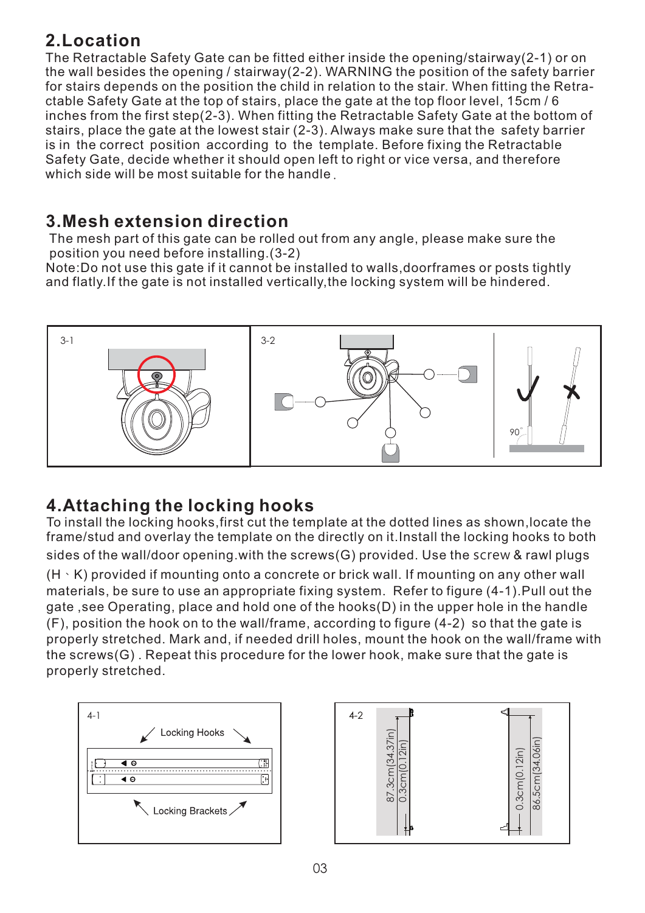## 2.Location

The Retractable Safety Gate can be fitted either inside the opening/stairway(2-1) or on the wall besides the opening / stairway(2-2). WARNING the position of the safety barrier for stairs depends on the position the child in relation to the stair. When fitting the Retractable Safety Gate at the top of stairs, place the gate at the top floor level, 15cm / 6 inches from the first step(2-3). When fitting the Retractable Safety Gate at the bottom of stairs, place the gate at the lowest stair (2-3). Always make sure that the safety barrier is in the correct position according to the template. Before fixing the Retractable Safety Gate, decide whether it should open left to right or vice versa, and therefore which side will be most suitable for the handle.

## 3.Mesh extension direction

The mesh part of this gate can be rolled out from any angle, please make sure the position you need before installing.(3-2)

Note:Do not use this gate if it cannot be installed to walls,doorframes or posts tightly and flatly.If the gate is not installed vertically,the locking system will be hindered.

3-1

3-2

90°

## 4.Attaching the locking hooks

To install the locking hooks,first cut the template at the dotted lines as shown,locate the frame/stud and overlay the template on the directly on it.Install the locking hooks to both sides of the wall/door opening.with the screws(G) provided. Use the screw & rawl plugs (H、K) provided if mounting onto a concrete or brick wall. If mounting on any other wall materials, be sure to use an appropriate fixing system. Refer to figure (4-1).Pull out the gate ,see Operating, place and hold one of the hooks(D) in the upper hole in the handle (F), position the hook on to the wall/frame, according to figure (4-2) so that the gate is properly stretched. Mark and, if needed drill holes, mount the hook on the wall/frame with the screws(G) . Repeat this procedure for the lower hook, make sure that the gate is properly stretched.

4-1

Locking Hooks

Locking Brackets

4-2

87.3cm(34.37in)

0.3cm(0.12in)

0.3cm(0.12in)

86.5cm(34.06in)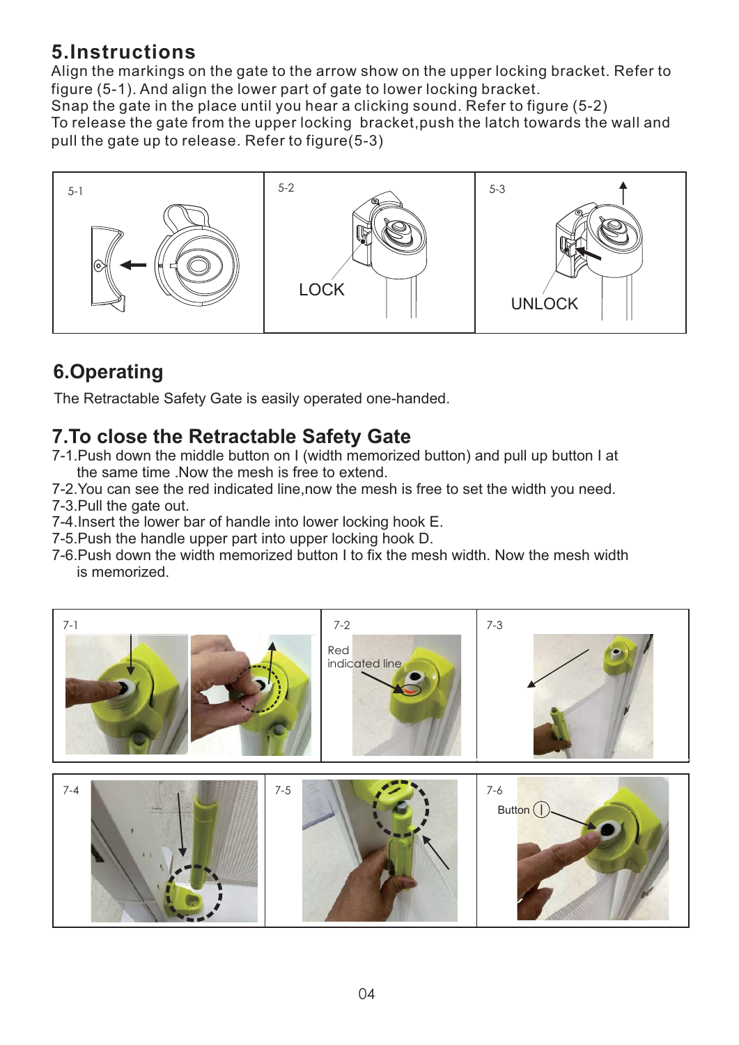## 5.Instructions

Align the markings on the gate to the arrow show on the upper locking bracket. Refer to figure (5-1). And align the lower part of gate to lower locking bracket.
Snap the gate in the place until you hear a clicking sound. Refer to figure (5-2)
To release the gate from the upper locking bracket,push the latch towards the wall and pull the gate up to release. Refer to figure(5-3)

5-1

5-2 LOCK

5-3 UNLOCK

## 6.Operating

The Retractable Safety Gate is easily operated one-handed.

## 7.To close the Retractable Safety Gate

7-1.Push down the middle button on I (width memorized button) and pull up button I at the same time .Now the mesh is free to extend.
7-2.You can see the red indicated line,now the mesh is free to set the width you need.
7-3.Pull the gate out.
7-4.Insert the lower bar of handle into lower locking hook E.
7-5.Push the handle upper part into upper locking hook D.
7-6.Push down the width memorized button I to fix the mesh width. Now the mesh width is memorized.

7-1

7-2 Red indicated line

7-3

7-4

7-5

7-6 Button Ⓘ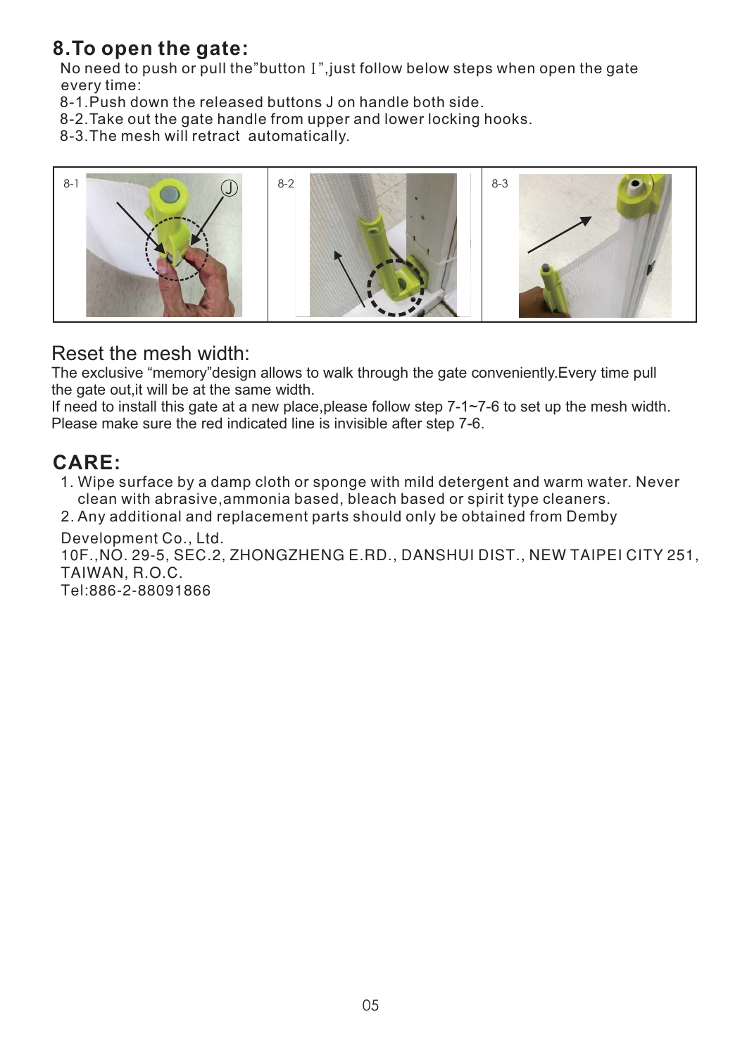## 8.To open the gate:

No need to push or pull the"button Ⅰ",just follow below steps when open the gate every time:

8-1.Push down the released buttons J on handle both side.

8-2.Take out the gate handle from upper and lower locking hooks.

8-3.The mesh will retract automatically.

8-1 J

8-2

8-3

## Reset the mesh width:

The exclusive “memory”design allows to walk through the gate conveniently.Every time pull the gate out,it will be at the same width.

If need to install this gate at a new place,please follow step 7-1~7-6 to set up the mesh width. Please make sure the red indicated line is invisible after step 7-6.

## CARE:

1. Wipe surface by a damp cloth or sponge with mild detergent and warm water. Never clean with abrasive,ammonia based, bleach based or spirit type cleaners.
2. Any additional and replacement parts should only be obtained from Demby

Development Co., Ltd.

10F.,NO. 29-5, SEC.2, ZHONGZHENG E.RD., DANSHUI DIST., NEW TAIPEI CITY 251, TAIWAN, R.O.C.

Tel:886-2-88091866